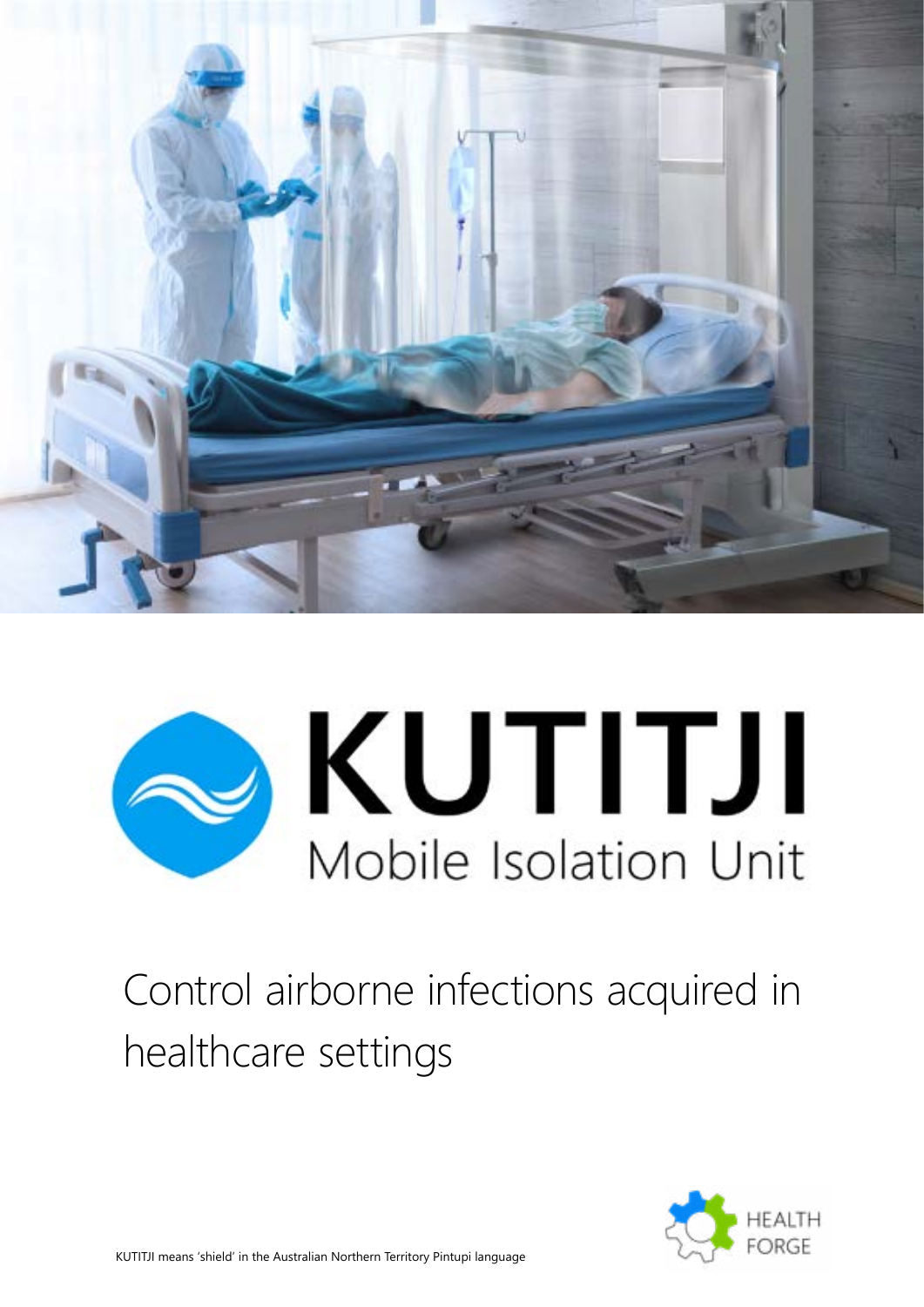# KUTITJI

## Mobile Isolation Unit

Control airborne infections acquired in healthcare settings

HEALTH FORGE

KUTITJI means 'shield' in the Australian Northern Territory Pintupi language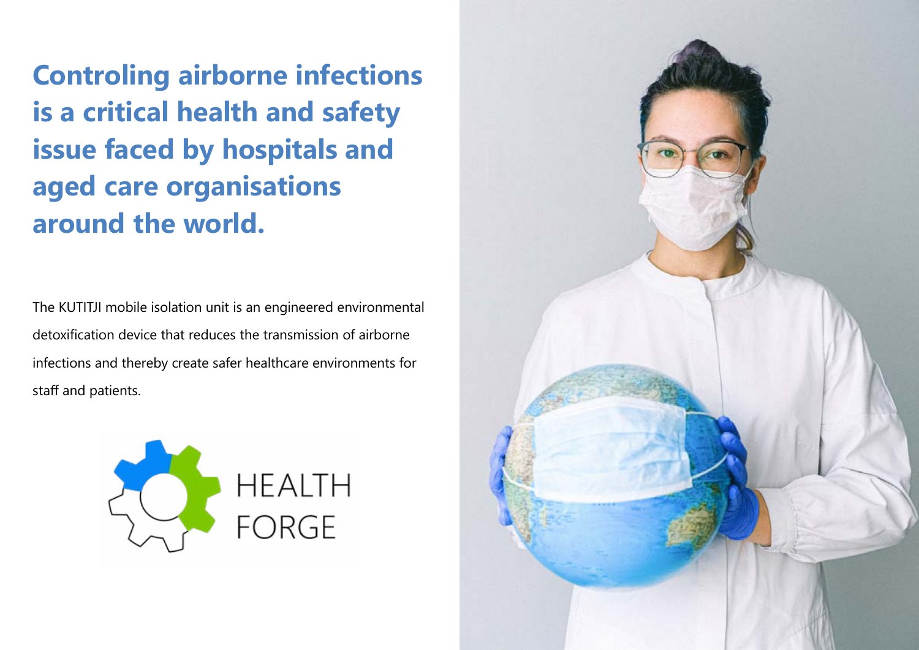## Controling airborne infections is a critical health and safety issue faced by hospitals and aged care organisations around the world.

The KUTITJI mobile isolation unit is an engineered environmental detoxification device that reduces the transmission of airborne infections and thereby create safer healthcare environments for staff and patients.

HEALTH FORGE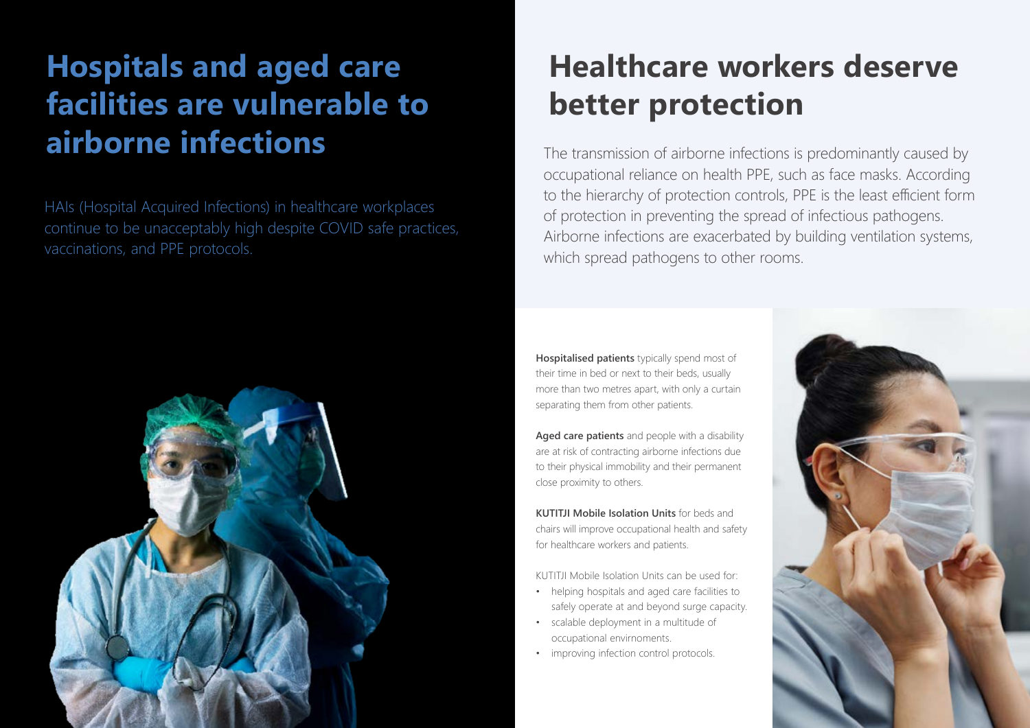# Hospitals and aged care facilities are vulnerable to airborne infections

HAIs (Hospital Acquired Infections) in healthcare workplaces continue to be unacceptably high despite COVID safe practices, vaccinations, and PPE protocols.

# Healthcare workers deserve better protection

The transmission of airborne infections is predominantly caused by occupational reliance on health PPE, such as face masks. According to the hierarchy of protection controls, PPE is the least efficient form of protection in preventing the spread of infectious pathogens. Airborne infections are exacerbated by building ventilation systems, which spread pathogens to other rooms.

**Hospitalised patients** typically spend most of their time in bed or next to their beds, usually more than two metres apart, with only a curtain separating them from other patients.

**Aged care patients** and people with a disability are at risk of contracting airborne infections due to their physical immobility and their permanent close proximity to others.

**KUTITJI Mobile Isolation Units** for beds and chairs will improve occupational health and safety for healthcare workers and patients.

KUTITJI Mobile Isolation Units can be used for:

- helping hospitals and aged care facilities to safely operate at and beyond surge capacity.
- scalable deployment in a multitude of occupational envirnoments.
- improving infection control protocols.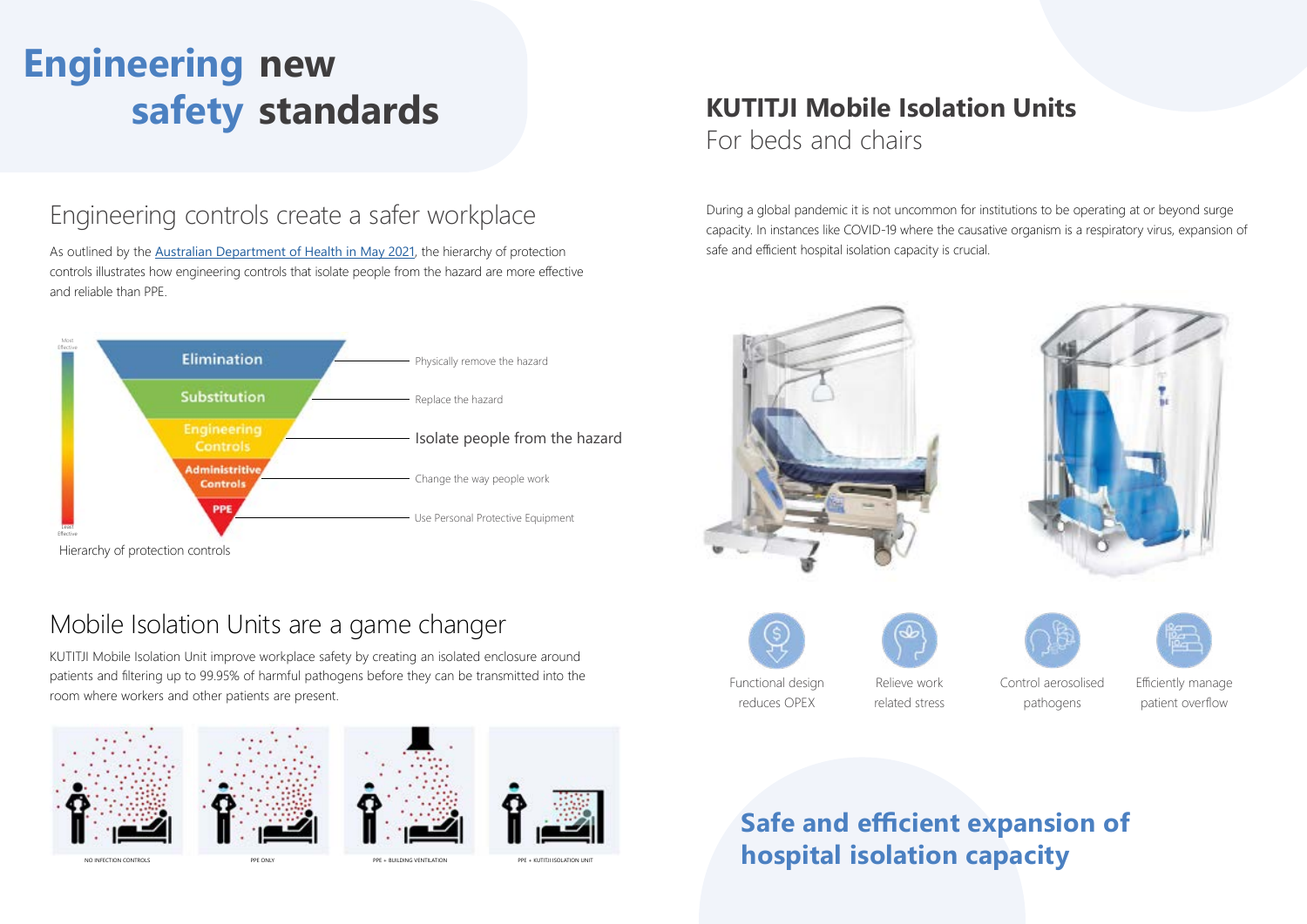# Engineering new safety standards

## Engineering controls create a safer workplace

As outlined by the Australian Department of Health in May 2021, the hierarchy of protection controls illustrates how engineering controls that isolate people from the hazard are more effective and reliable than PPE.

Most Effective

- **Elimination** — Physically remove the hazard
- **Substitution** — Replace the hazard
- **Engineering Controls** — Isolate people from the hazard
- **Administrative Controls** — Change the way people work
- **PPE** — Use Personal Protective Equipment

Least Effective

Hierarchy of protection controls

## Mobile Isolation Units are a game changer

KUTITJI Mobile Isolation Unit improve workplace safety by creating an isolated enclosure around patients and filtering up to 99.95% of harmful pathogens before they can be transmitted into the room where workers and other patients are present.

NO INFECTION CONTROLS

PPE ONLY

PPE + BUILDING VENTILATION

PPE + KUTITJI ISOLATION UNIT

## KUTITJI Mobile Isolation Units

For beds and chairs

During a global pandemic it is not uncommon for institutions to be operating at or beyond surge capacity. In instances like COVID-19 where the causative organism is a respiratory virus, expansion of safe and efficient hospital isolation capacity is crucial.

- Functional design reduces OPEX
- Relieve work related stress
- Control aerosolised pathogens
- Efficiently manage patient overflow

## Safe and efficient expansion of hospital isolation capacity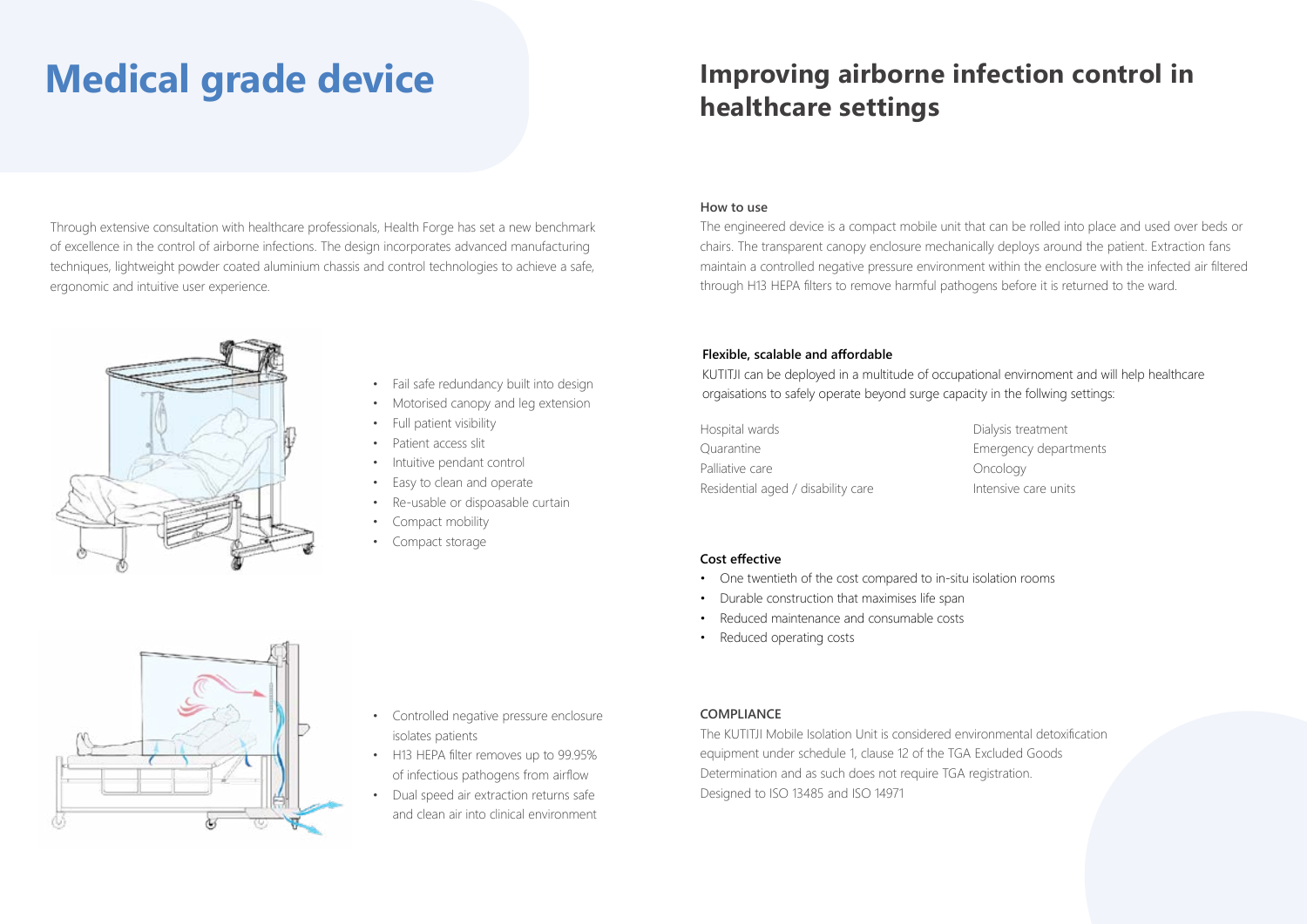# Medical grade device

Through extensive consultation with healthcare professionals, Health Forge has set a new benchmark of excellence in the control of airborne infections. The design incorporates advanced manufacturing techniques, lightweight powder coated aluminium chassis and control technologies to achieve a safe, ergonomic and intuitive user experience.

- Fail safe redundancy built into design
- Motorised canopy and leg extension
- Full patient visibility
- Patient access slit
- Intuitive pendant control
- Easy to clean and operate
- Re-usable or dispoasable curtain
- Compact mobility
- Compact storage

- Controlled negative pressure enclosure isolates patients
- H13 HEPA filter removes up to 99.95% of infectious pathogens from airflow
- Dual speed air extraction returns safe and clean air into clinical environment

## Improving airborne infection control in healthcare settings

### How to use

The engineered device is a compact mobile unit that can be rolled into place and used over beds or chairs. The transparent canopy enclosure mechanically deploys around the patient. Extraction fans maintain a controlled negative pressure environment within the enclosure with the infected air filtered through H13 HEPA filters to remove harmful pathogens before it is returned to the ward.

### Flexible, scalable and affordable

KUTITJI can be deployed in a multitude of occupational envirnoment and will help healthcare orgaisations to safely operate beyond surge capacity in the follwing settings:

Hospital wards
Quarantine
Palliative care
Residential aged / disability care
Dialysis treatment
Emergency departments
Oncology
Intensive care units

### Cost effective

- One twentieth of the cost compared to in-situ isolation rooms
- Durable construction that maximises life span
- Reduced maintenance and consumable costs
- Reduced operating costs

### COMPLIANCE

The KUTITJI Mobile Isolation Unit is considered environmental detoxification equipment under schedule 1, clause 12 of the TGA Excluded Goods Determination and as such does not require TGA registration.
Designed to ISO 13485 and ISO 14971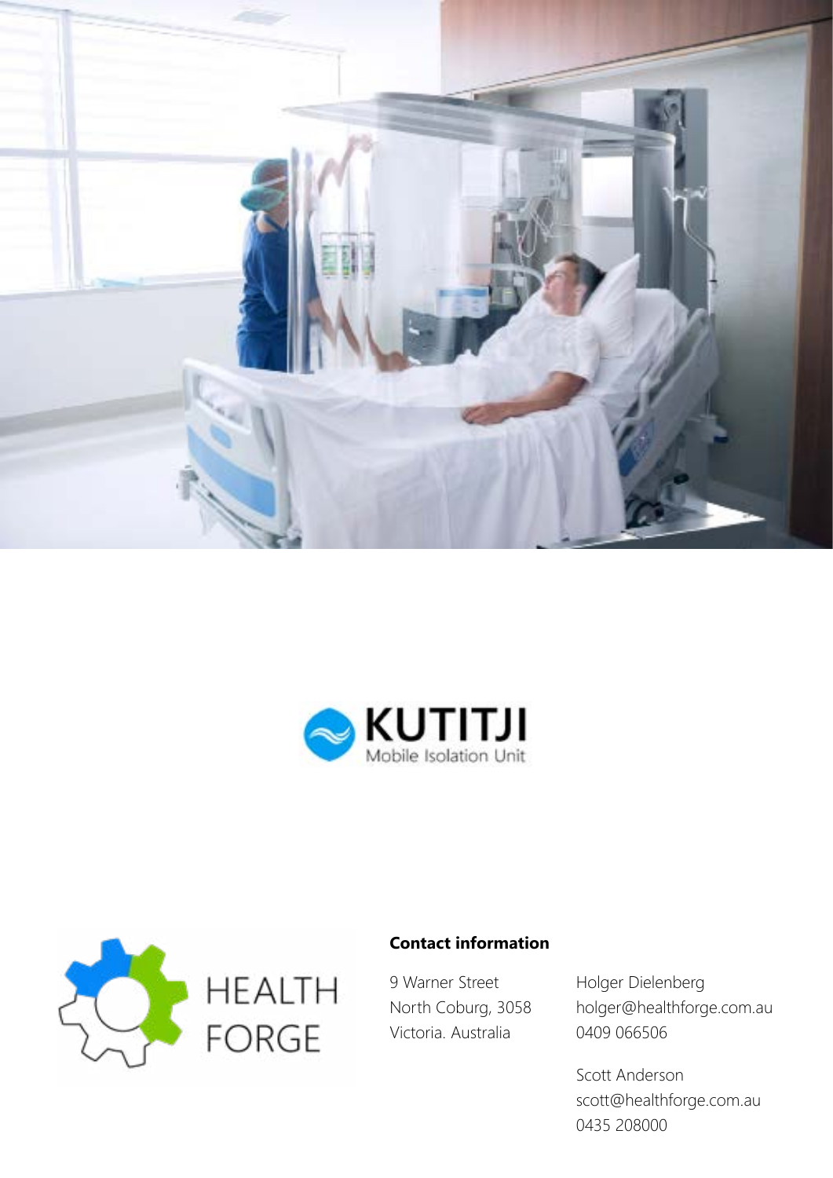KUTITJI

Mobile Isolation Unit

HEALTH FORGE

**Contact information**

9 Warner Street
North Coburg, 3058
Victoria. Australia

Holger Dielenberg
holger@healthforge.com.au
0409 066506

Scott Anderson
scott@healthforge.com.au
0435 208000